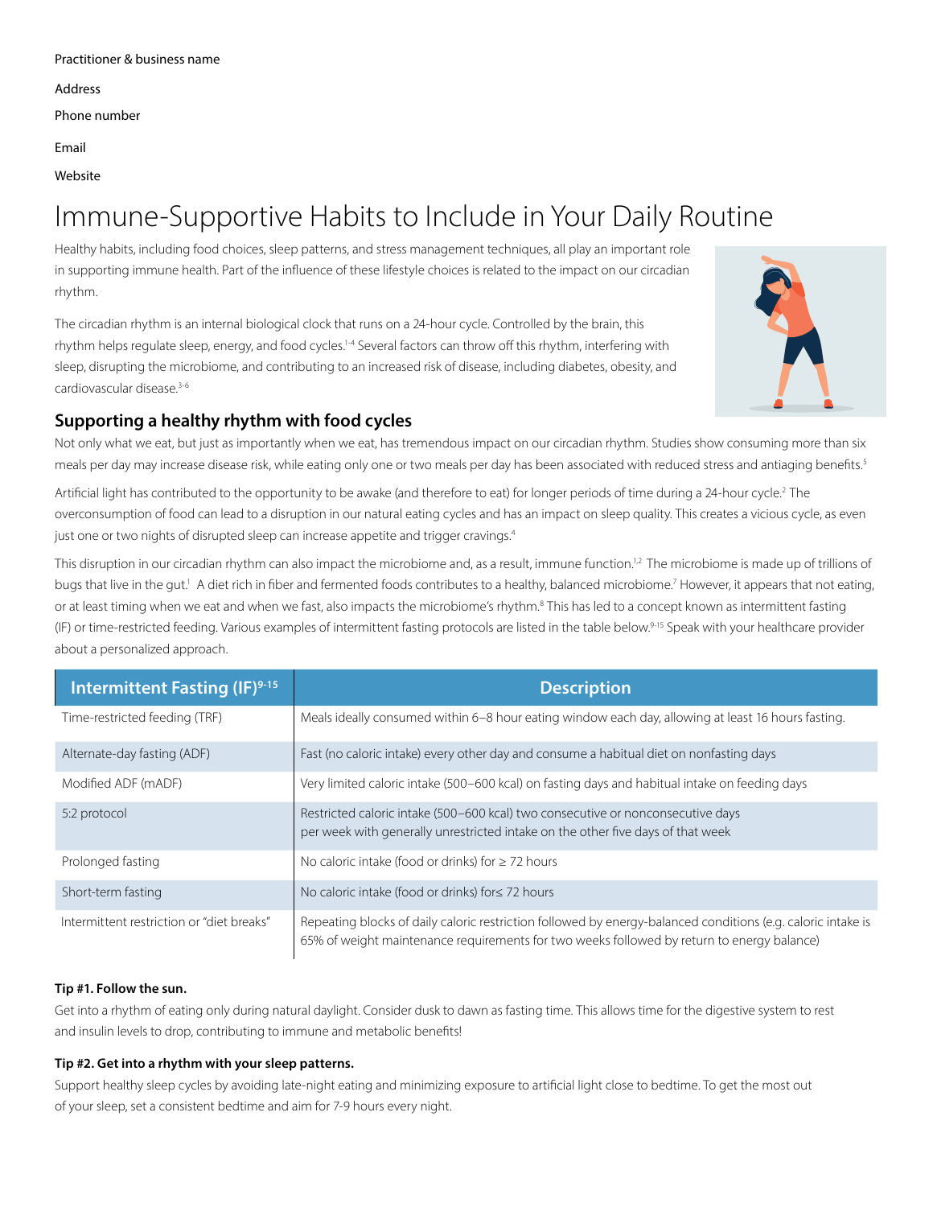Practitioner & business name

Address

Phone number

Email

Website

# Immune-Supportive Habits to Include in Your Daily Routine

Healthy habits, including food choices, sleep patterns, and stress management techniques, all play an important role in supporting immune health. Part of the influence of these lifestyle choices is related to the impact on our circadian rhythm.

The circadian rhythm is an internal biological clock that runs on a 24-hour cycle. Controlled by the brain, this rhythm helps regulate sleep, energy, and food cycles.[1-4] Several factors can throw off this rhythm, interfering with sleep, disrupting the microbiome, and contributing to an increased risk of disease, including diabetes, obesity, and cardiovascular disease.[3-6]

## Supporting a healthy rhythm with food cycles

Not only what we eat, but just as importantly when we eat, has tremendous impact on our circadian rhythm. Studies show consuming more than six meals per day may increase disease risk, while eating only one or two meals per day has been associated with reduced stress and antiaging benefits.[5]

Artificial light has contributed to the opportunity to be awake (and therefore to eat) for longer periods of time during a 24-hour cycle.[2] The overconsumption of food can lead to a disruption in our natural eating cycles and has an impact on sleep quality. This creates a vicious cycle, as even just one or two nights of disrupted sleep can increase appetite and trigger cravings.[4]

This disruption in our circadian rhythm can also impact the microbiome and, as a result, immune function.[1,2] The microbiome is made up of trillions of bugs that live in the gut.[1] A diet rich in fiber and fermented foods contributes to a healthy, balanced microbiome.[7] However, it appears that not eating, or at least timing when we eat and when we fast, also impacts the microbiome's rhythm.[8] This has led to a concept known as intermittent fasting (IF) or time-restricted feeding. Various examples of intermittent fasting protocols are listed in the table below.[9-15] Speak with your healthcare provider about a personalized approach.

| Intermittent Fasting (IF)[9-15] | Description |
|---|---|
| Time-restricted feeding (TRF) | Meals ideally consumed within 6–8 hour eating window each day, allowing at least 16 hours fasting. |
| Alternate-day fasting (ADF) | Fast (no caloric intake) every other day and consume a habitual diet on nonfasting days |
| Modified ADF (mADF) | Very limited caloric intake (500–600 kcal) on fasting days and habitual intake on feeding days |
| 5:2 protocol | Restricted caloric intake (500–600 kcal) two consecutive or nonconsecutive days per week with generally unrestricted intake on the other five days of that week |
| Prolonged fasting | No caloric intake (food or drinks) for ≥ 72 hours |
| Short-term fasting | No caloric intake (food or drinks) for≤ 72 hours |
| Intermittent restriction or "diet breaks" | Repeating blocks of daily caloric restriction followed by energy-balanced conditions (e.g. caloric intake is 65% of weight maintenance requirements for two weeks followed by return to energy balance) |

**Tip #1. Follow the sun.**

Get into a rhythm of eating only during natural daylight. Consider dusk to dawn as fasting time. This allows time for the digestive system to rest and insulin levels to drop, contributing to immune and metabolic benefits!

**Tip #2. Get into a rhythm with your sleep patterns.**

Support healthy sleep cycles by avoiding late-night eating and minimizing exposure to artificial light close to bedtime. To get the most out of your sleep, set a consistent bedtime and aim for 7-9 hours every night.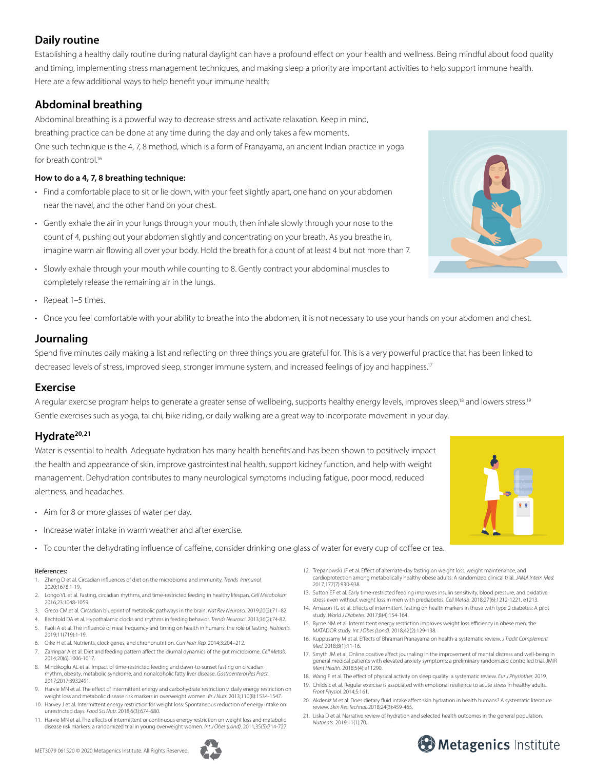## Daily routine

Establishing a healthy daily routine during natural daylight can have a profound effect on your health and wellness. Being mindful about food quality and timing, implementing stress management techniques, and making sleep a priority are important activities to help support immune health. Here are a few additional ways to help benefit your immune health:

## Abdominal breathing

Abdominal breathing is a powerful way to decrease stress and activate relaxation. Keep in mind, breathing practice can be done at any time during the day and only takes a few moments. One such technique is the 4, 7, 8 method, which is a form of Pranayama, an ancient Indian practice in yoga for breath control.[16]

**How to do a 4, 7, 8 breathing technique:**

- Find a comfortable place to sit or lie down, with your feet slightly apart, one hand on your abdomen near the navel, and the other hand on your chest.
- Gently exhale the air in your lungs through your mouth, then inhale slowly through your nose to the count of 4, pushing out your abdomen slightly and concentrating on your breath. As you breathe in, imagine warm air flowing all over your body. Hold the breath for a count of at least 4 but not more than 7.
- Slowly exhale through your mouth while counting to 8. Gently contract your abdominal muscles to completely release the remaining air in the lungs.
- Repeat 1–5 times.
- Once you feel comfortable with your ability to breathe into the abdomen, it is not necessary to use your hands on your abdomen and chest.

## Journaling

Spend five minutes daily making a list and reflecting on three things you are grateful for. This is a very powerful practice that has been linked to decreased levels of stress, improved sleep, stronger immune system, and increased feelings of joy and happiness.[17]

## Exercise

A regular exercise program helps to generate a greater sense of wellbeing, supports healthy energy levels, improves sleep,[18] and lowers stress.[19] Gentle exercises such as yoga, tai chi, bike riding, or daily walking are a great way to incorporate movement in your day.

## Hydrate[20,21]

Water is essential to health. Adequate hydration has many health benefits and has been shown to positively impact the health and appearance of skin, improve gastrointestinal health, support kidney function, and help with weight management. Dehydration contributes to many neurological symptoms including fatigue, poor mood, reduced alertness, and headaches.

- Aim for 8 or more glasses of water per day.
- Increase water intake in warm weather and after exercise.
- To counter the dehydrating influence of caffeine, consider drinking one glass of water for every cup of coffee or tea.

**References:**

1. Zheng D et al. Circadian influences of diet on the microbiome and immunity. *Trends Immunol.* 2020;1678:1-19.
2. Longo VL et al. Fasting, circadian rhythms, and time-restricted feeding in healthy lifespan. *Cell Metabolism.* 2016;23:1048-1059.
3. Greco CM et al. Circadian blueprint of metabolic pathways in the brain. *Nat Rev Neurosci.* 2019;20(2):71–82.
4. Bechtold DA et al. Hypothalamic clocks and rhythms in feeding behavior. *Trends Neurosci.* 2013;36(2):74-82.
5. Paoli A et al. The influence of meal frequency and timing on health in humans: the role of fasting. *Nutrients.* 2019;11(719):1-19.
6. Oike H et al. Nutrients, clock genes, and chrononutrition. *Curr Nutr Rep.* 2014;3:204–212.
7. Zarrinpar A et al. Diet and feeding pattern affect the diurnal dynamics of the gut microbiome. *Cell Metab.* 2014;20(6):1006-1017.
8. Mindikoglu AL et al. Impact of time-restricted feeding and dawn-to-sunset fasting on circadian rhythm, obesity, metabolic syndrome, and nonalcoholic fatty liver disease. *Gastroenterol Res Pract.* 2017;2017:3932491.
9. Harvie MN et al. The effect of intermittent energy and carbohydrate restriction v. daily energy restriction on weight loss and metabolic disease risk markers in overweight women. *Br J Nutr.* 2013;110(8):1534-1547.
10. Harvey J et al. Intermittent energy restriction for weight loss: Spontaneous reduction of energy intake on unrestricted days. *Food Sci Nutr.* 2018;6(3):674-680.
11. Harvie MN et al. The effects of intermittent or continuous energy restriction on weight loss and metabolic disease risk markers: a randomized trial in young overweight women. *Int J Obes (Lond).* 2011;35(5):714-727.
12. Trepanowski JF et al. Effect of alternate-day fasting on weight loss, weight maintenance, and cardioprotection among metabolically healthy obese adults: A randomized clinical trial. *JAMA Intern Med.* 2017;177(7):930-938.
13. Sutton EF et al. Early time-restricted feeding improves insulin sensitivity, blood pressure, and oxidative stress even without weight loss in men with prediabetes. *Cell Metab.* 2018;27(6):1212-1221. e1213.
14. Arnason TG et al. Effects of intermittent fasting on health markers in those with type 2 diabetes: A pilot study. *World J Diabetes.* 2017;8(4):154-164.
15. Byrne NM et al. Intermittent energy restriction improves weight loss efficiency in obese men: the MATADOR study. *Int J Obes (Lond).* 2018;42(2):129-138.
16. Kuppusamy M et al. Effects of Bhramari Pranayama on health-a systematic review. *J Tradit Complement Med.* 2018;8(1):11-16.
17. Smyth JM et al. Online positive affect journaling in the improvement of mental distress and well-being in general medical patients with elevated anxiety symptoms: a preliminary randomized controlled trial. *JMIR Ment Health.* 2018;5(4):e11290.
18. Wang F et al. The effect of physical activity on sleep quality: a systematic review. *Eur J Physiother.* 2019.
19. Childs E et al. Regular exercise is associated with emotional resilience to acute stress in healthy adults. *Front Physiol.* 2014;5:161.
20. Akdeniz M et al. Does dietary fluid intake affect skin hydration in health humans? A systematic literature review. *Skin Res Technol.* 2018;24(3):459-465.
21. Liska D et al. Narrative review of hydration and selected health outcomes in the general population. *Nutrients.* 2019;11(1):70.

MET3079 061520 © 2020 Metagenics Institute. All Rights Reserved.

Metagenics Institute